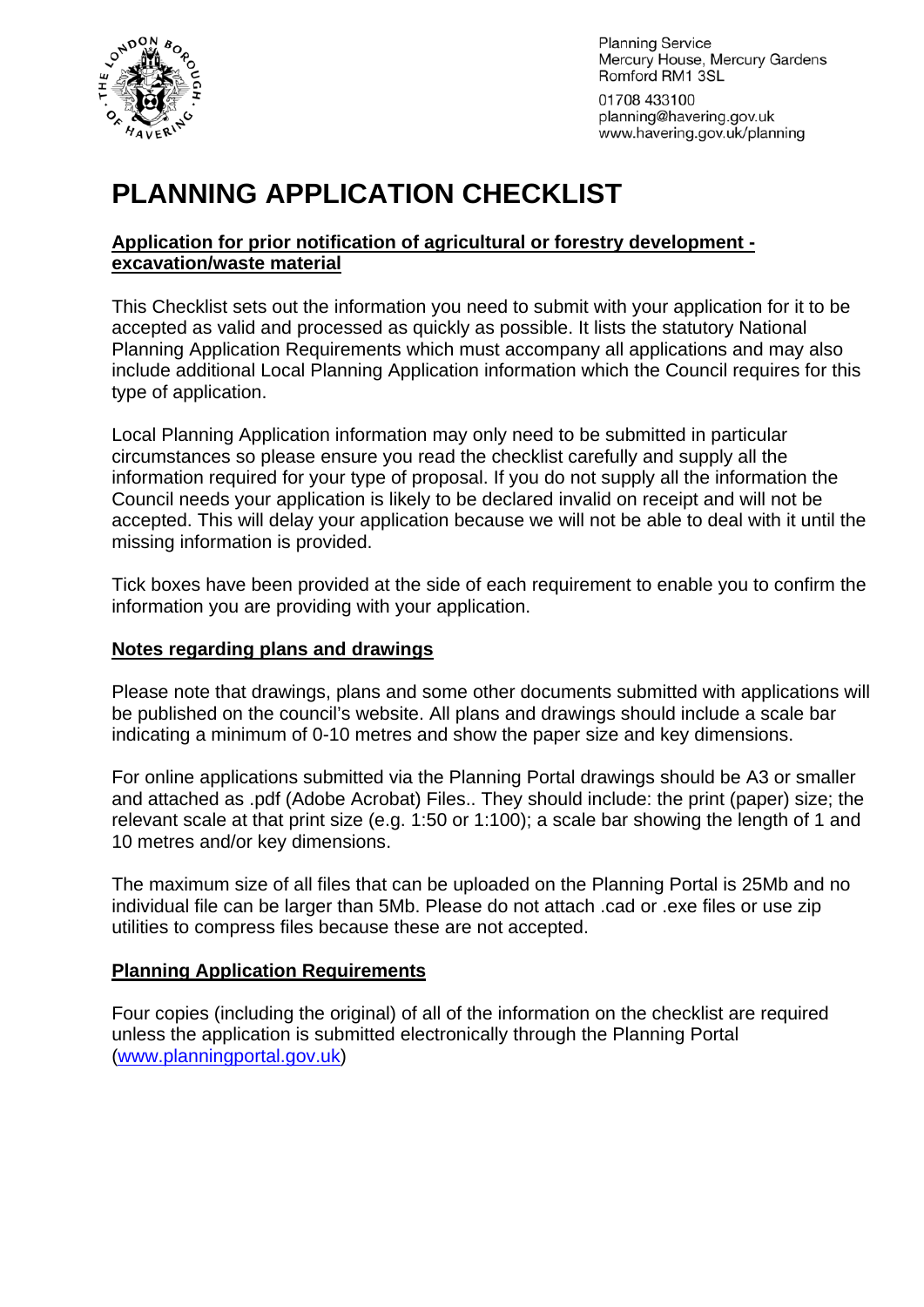Planning Service
Mercury House, Mercury Gardens
Romford RM1 3SL

01708 433100
planning@havering.gov.uk
www.havering.gov.uk/planning

# PLANNING APPLICATION CHECKLIST

**Application for prior notification of agricultural or forestry development - excavation/waste material**

This Checklist sets out the information you need to submit with your application for it to be accepted as valid and processed as quickly as possible. It lists the statutory National Planning Application Requirements which must accompany all applications and may also include additional Local Planning Application information which the Council requires for this type of application.

Local Planning Application information may only need to be submitted in particular circumstances so please ensure you read the checklist carefully and supply all the information required for your type of proposal. If you do not supply all the information the Council needs your application is likely to be declared invalid on receipt and will not be accepted. This will delay your application because we will not be able to deal with it until the missing information is provided.

Tick boxes have been provided at the side of each requirement to enable you to confirm the information you are providing with your application.

**Notes regarding plans and drawings**

Please note that drawings, plans and some other documents submitted with applications will be published on the council's website. All plans and drawings should include a scale bar indicating a minimum of 0-10 metres and show the paper size and key dimensions.

For online applications submitted via the Planning Portal drawings should be A3 or smaller and attached as .pdf (Adobe Acrobat) Files.. They should include: the print (paper) size; the relevant scale at that print size (e.g. 1:50 or 1:100); a scale bar showing the length of 1 and 10 metres and/or key dimensions.

The maximum size of all files that can be uploaded on the Planning Portal is 25Mb and no individual file can be larger than 5Mb. Please do not attach .cad or .exe files or use zip utilities to compress files because these are not accepted.

**Planning Application Requirements**

Four copies (including the original) of all of the information on the checklist are required unless the application is submitted electronically through the Planning Portal (www.planningportal.gov.uk)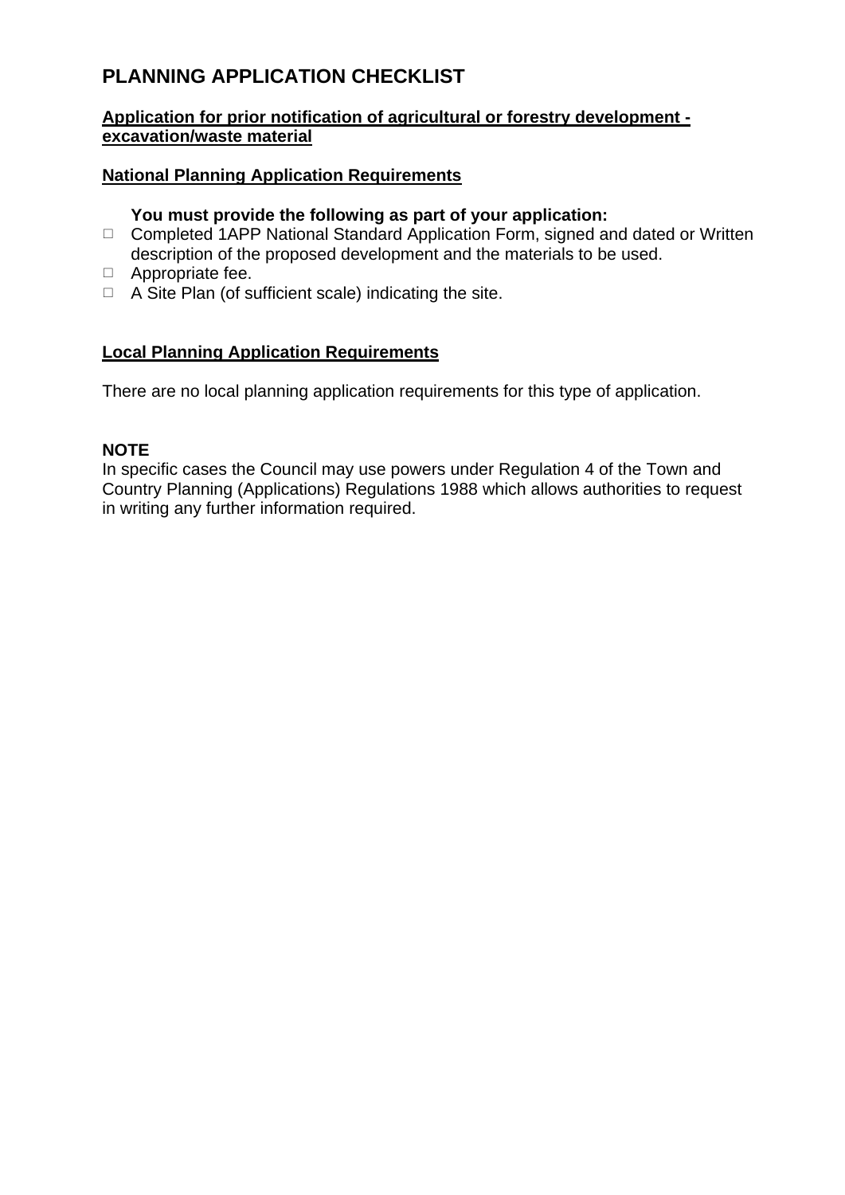# PLANNING APPLICATION CHECKLIST

**Application for prior notification of agricultural or forestry development - excavation/waste material**

**National Planning Application Requirements**

**You must provide the following as part of your application:**

- ☐ Completed 1APP National Standard Application Form, signed and dated or Written description of the proposed development and the materials to be used.
- ☐ Appropriate fee.
- ☐ A Site Plan (of sufficient scale) indicating the site.

**Local Planning Application Requirements**

There are no local planning application requirements for this type of application.

**NOTE**

In specific cases the Council may use powers under Regulation 4 of the Town and Country Planning (Applications) Regulations 1988 which allows authorities to request in writing any further information required.